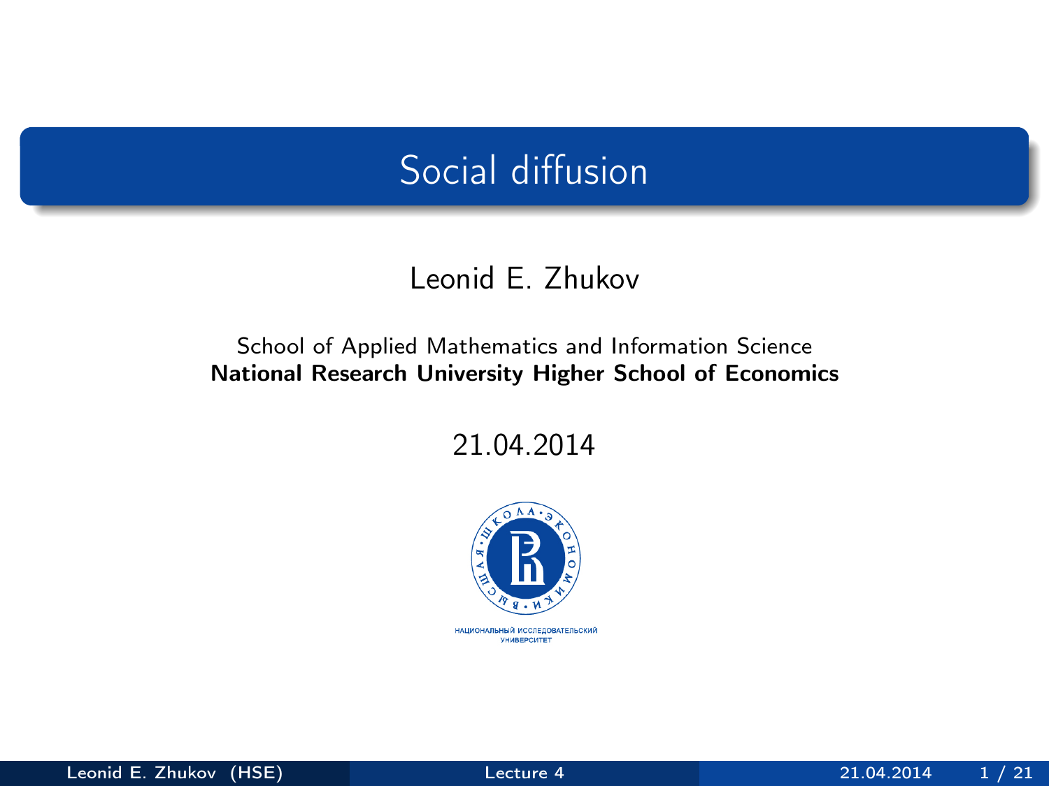# Social diffusion

Leonid E. Zhukov

School of Applied Mathematics and Information Science
**National Research University Higher School of Economics**

21.04.2014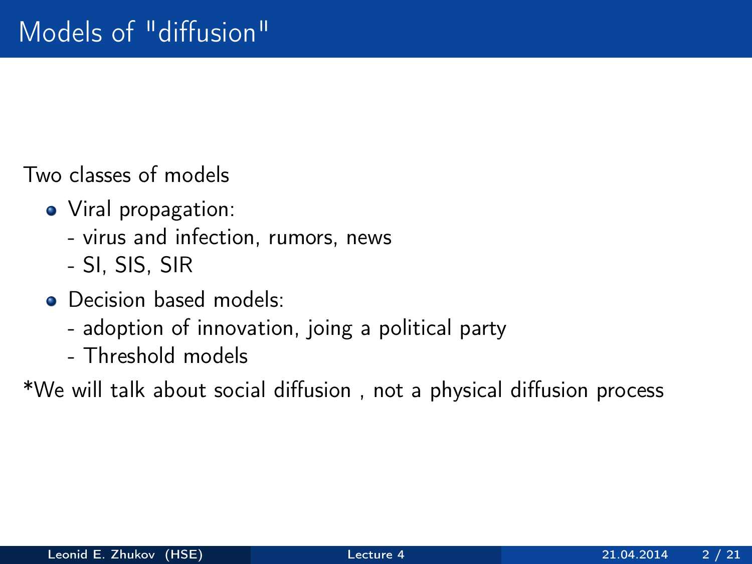# Models of "diffusion"

Two classes of models

- Viral propagation:
  - virus and infection, rumors, news
  - SI, SIS, SIR
- Decision based models:
  - adoption of innovation, joing a political party
  - Threshold models

*We will talk about social diffusion , not a physical diffusion process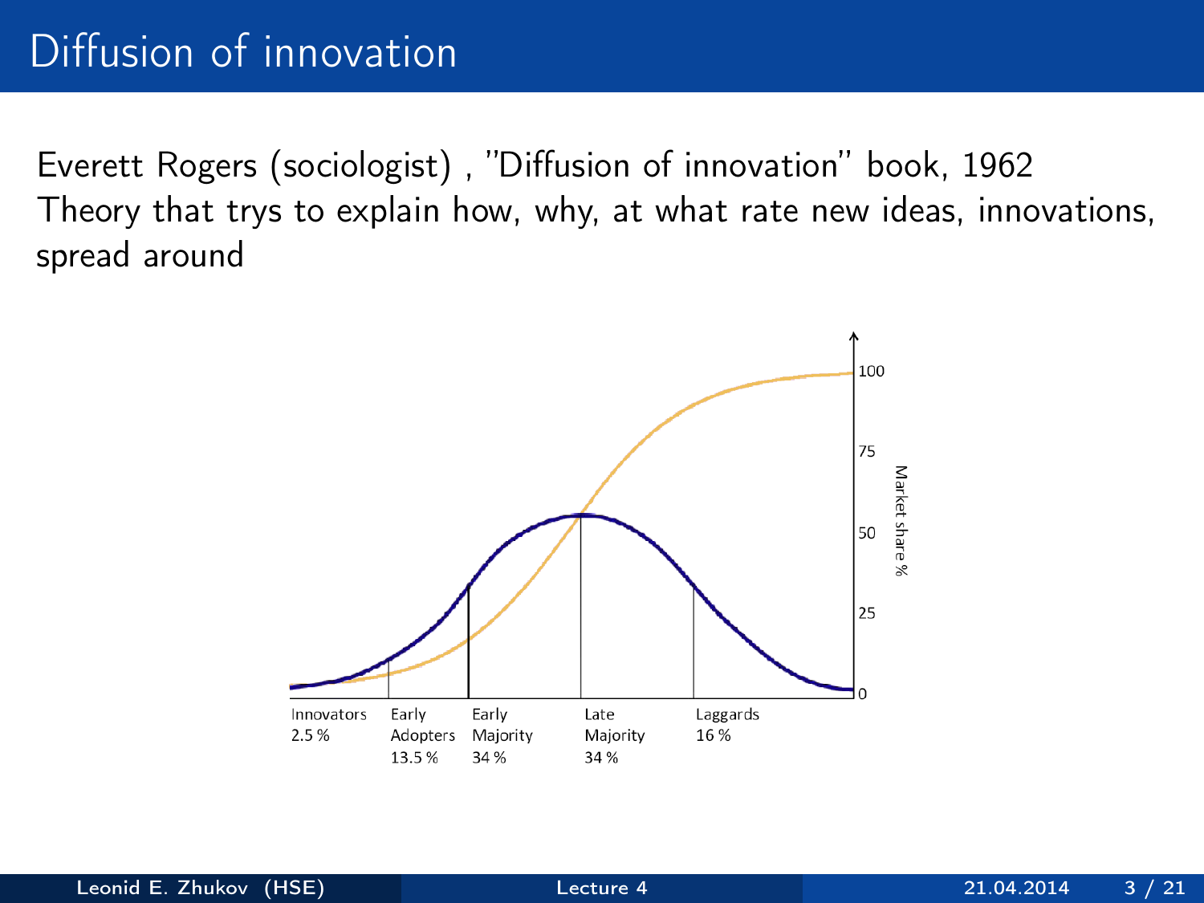# Diffusion of innovation

Everett Rogers (sociologist) , "Diffusion of innovation" book, 1962
Theory that trys to explain how, why, at what rate new ideas, innovations, spread around

Innovators 2.5 % | Early Adopters 13.5 % | Early Majority 34 % | Late Majority 34 % | Laggards 16 %

Market share %: 0, 25, 50, 75, 100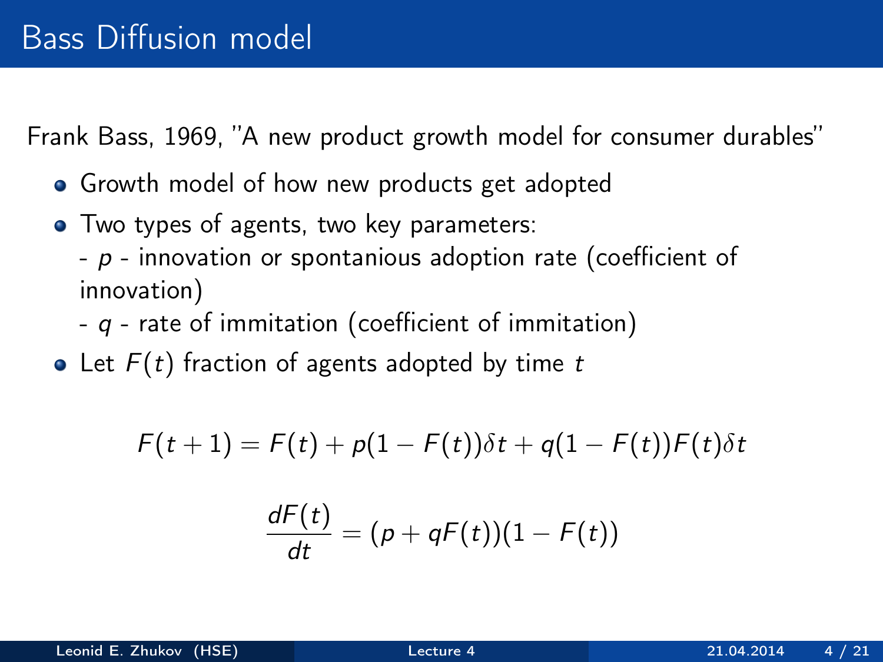# Bass Diffusion model

Frank Bass, 1969, "A new product growth model for consumer durables"

- Growth model of how new products get adopted
- Two types of agents, two key parameters:
  - $p$ - innovation or spontanious adoption rate (coefficient of innovation)
  - $q$ - rate of immitation (coefficient of immitation)
- Let $F(t)$ fraction of agents adopted by time $t$

$$F(t+1) = F(t) + p(1 - F(t))\delta t + q(1 - F(t))F(t)\delta t$$

$$\frac{dF(t)}{dt} = (p + qF(t))(1 - F(t))$$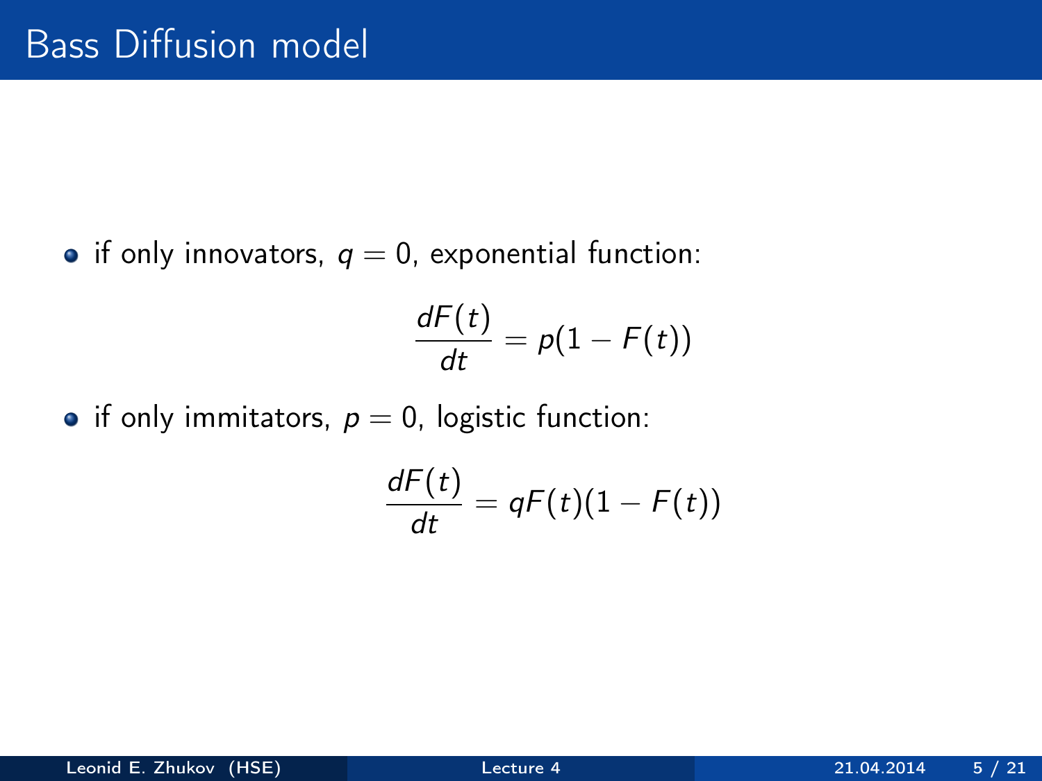# Bass Diffusion model

- if only innovators, $q = 0$, exponential function:

$$\frac{dF(t)}{dt} = p(1 - F(t))$$

- if only immitators, $p = 0$, logistic function:

$$\frac{dF(t)}{dt} = qF(t)(1 - F(t))$$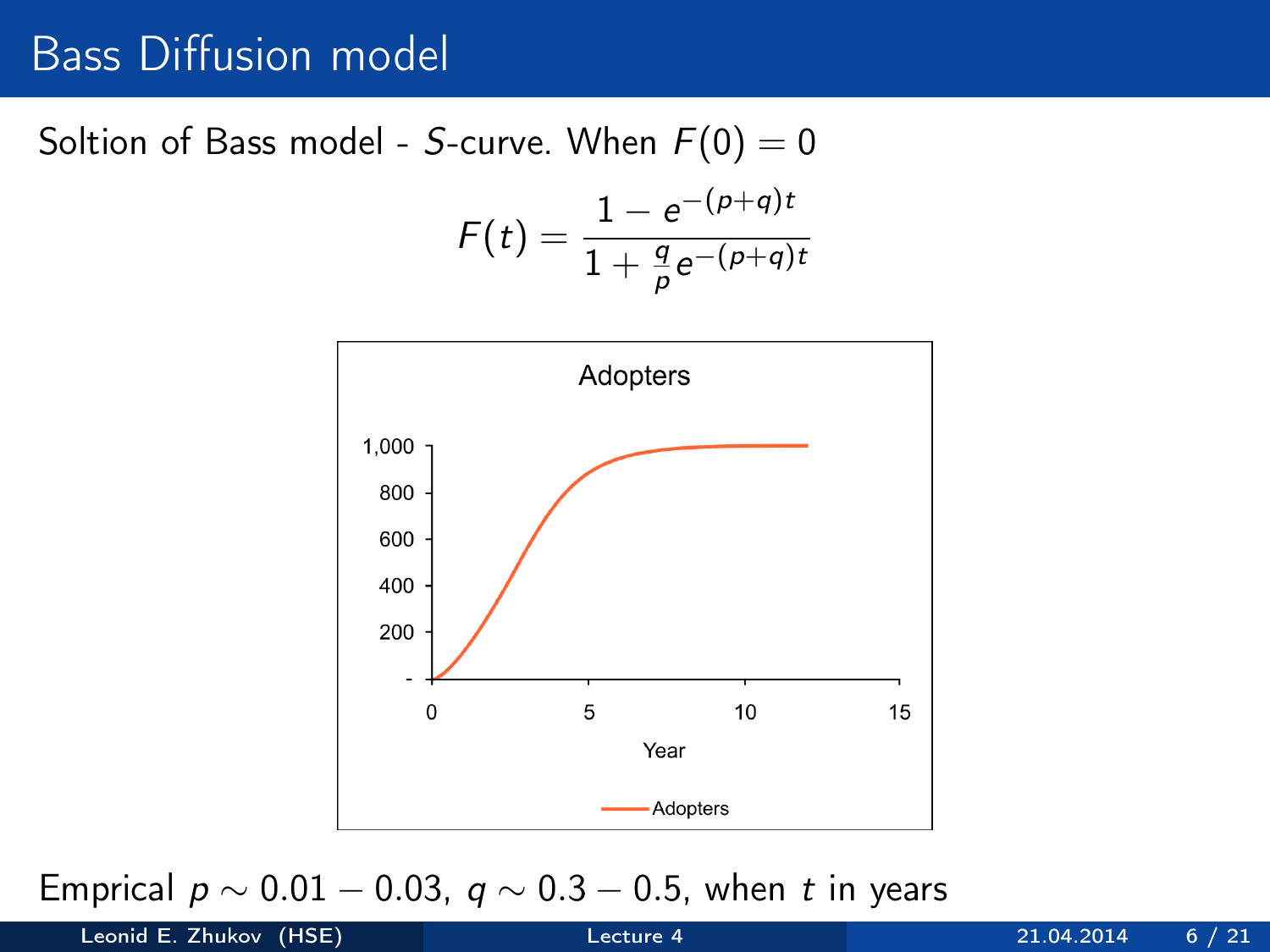# Bass Diffusion model

Soltion of Bass model - $S$-curve. When $F(0) = 0$

$$F(t) = \frac{1 - e^{-(p+q)t}}{1 + \frac{q}{p} e^{-(p+q)t}}$$

Emprical $p \sim 0.01 - 0.03$, $q \sim 0.3 - 0.5$, when $t$ in years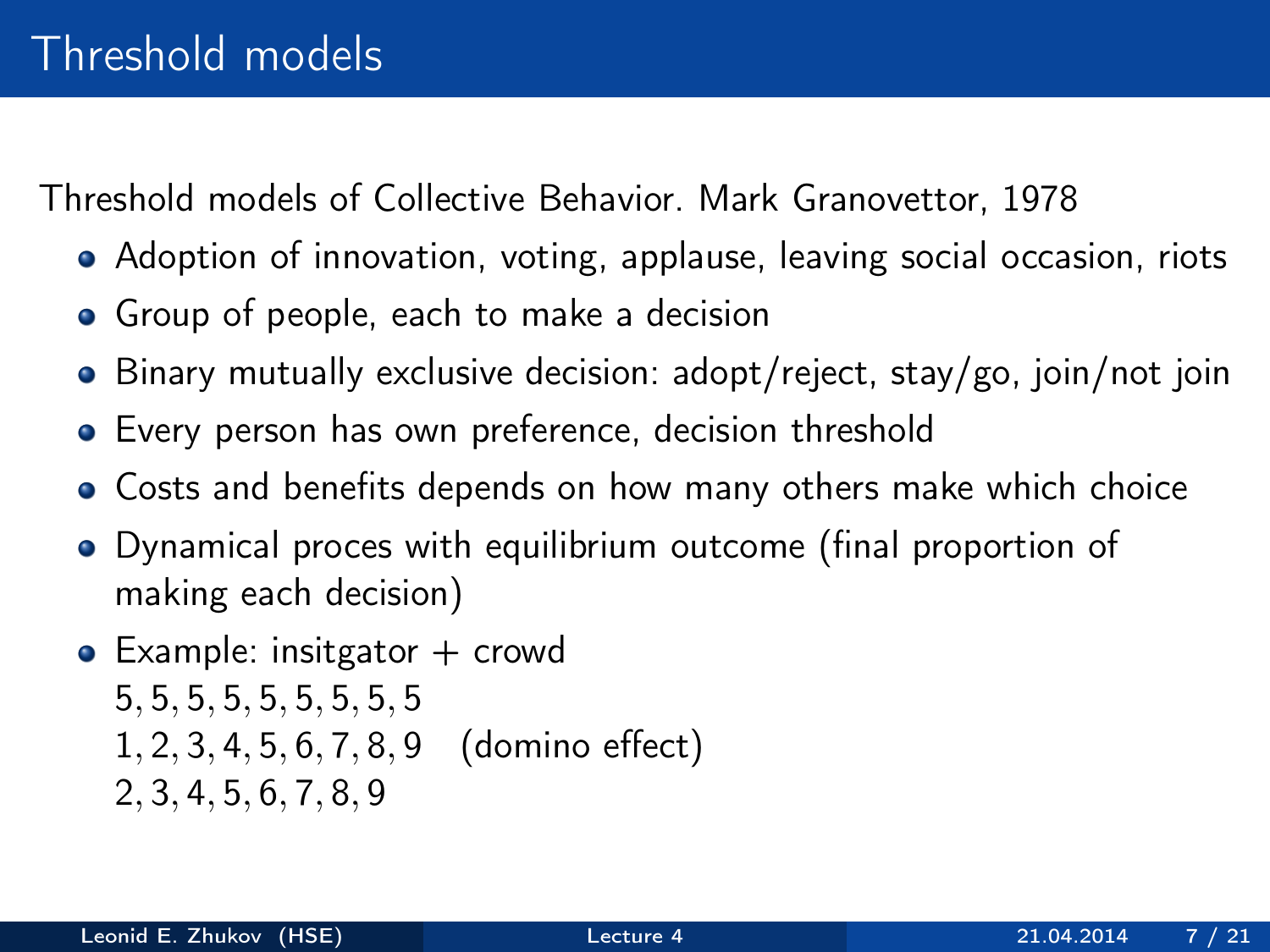# Threshold models

Threshold models of Collective Behavior. Mark Granovettor, 1978

- Adoption of innovation, voting, applause, leaving social occasion, riots
- Group of people, each to make a decision
- Binary mutually exclusive decision: adopt/reject, stay/go, join/not join
- Every person has own preference, decision threshold
- Costs and benefits depends on how many others make which choice
- Dynamical proces with equilibrium outcome (final proportion of making each decision)
- Example: insitgator + crowd  
  $5, 5, 5, 5, 5, 5, 5, 5, 5$  
  $1, 2, 3, 4, 5, 6, 7, 8, 9$ (domino effect)  
  $2, 3, 4, 5, 6, 7, 8, 9$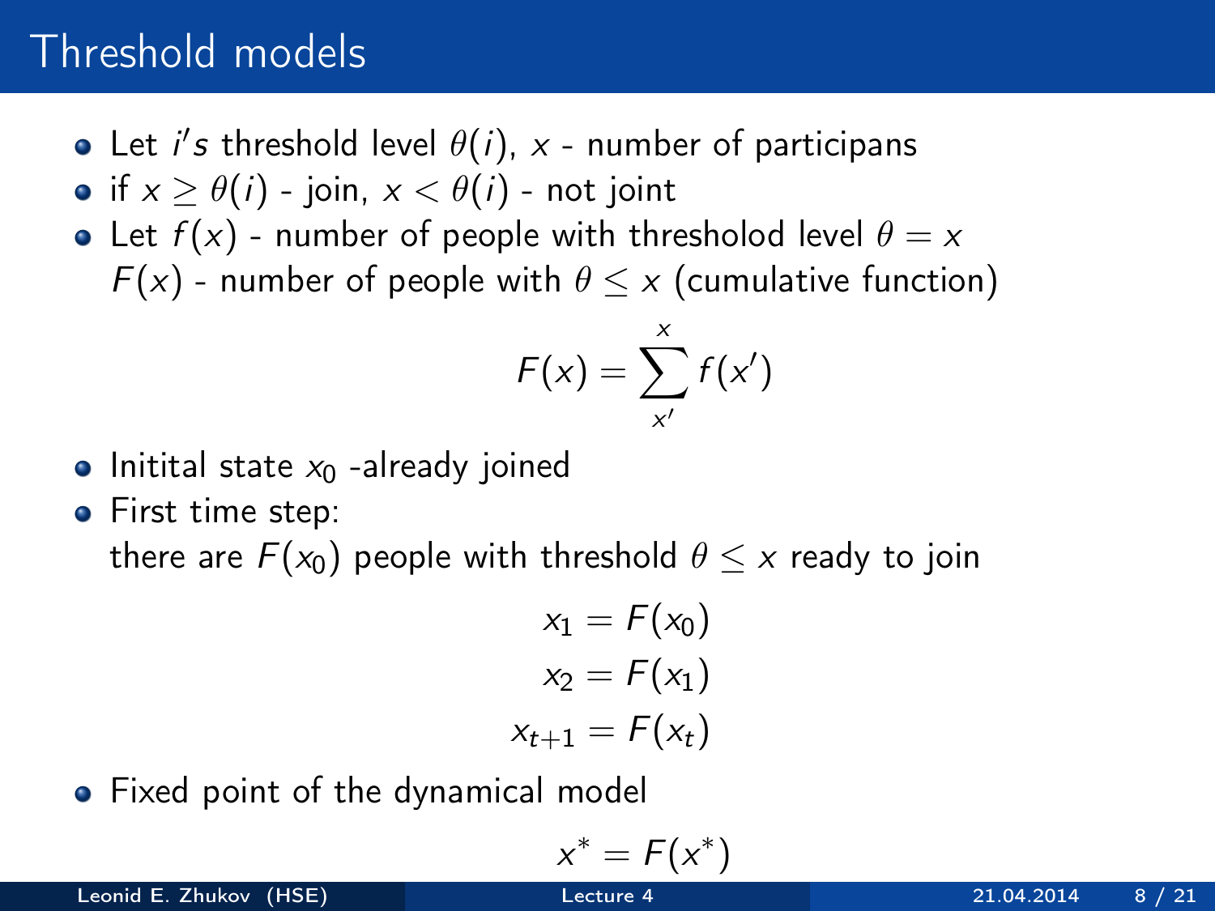# Threshold models

- Let $i's$ threshold level $\theta(i)$, $x$ - number of participans
- if $x \geq \theta(i)$ - join, $x < \theta(i)$ - not joint
- Let $f(x)$ - number of people with thresholod level $\theta = x$
  $F(x)$ - number of people with $\theta \leq x$ (cumulative function)

$$F(x) = \sum_{x'}^{x} f(x')$$

- Initital state $x_0$ -already joined
- First time step:
  there are $F(x_0)$ people with threshold $\theta \leq x$ ready to join

$$x_1 = F(x_0)$$
$$x_2 = F(x_1)$$
$$x_{t+1} = F(x_t)$$

- Fixed point of the dynamical model

$$x^* = F(x^*)$$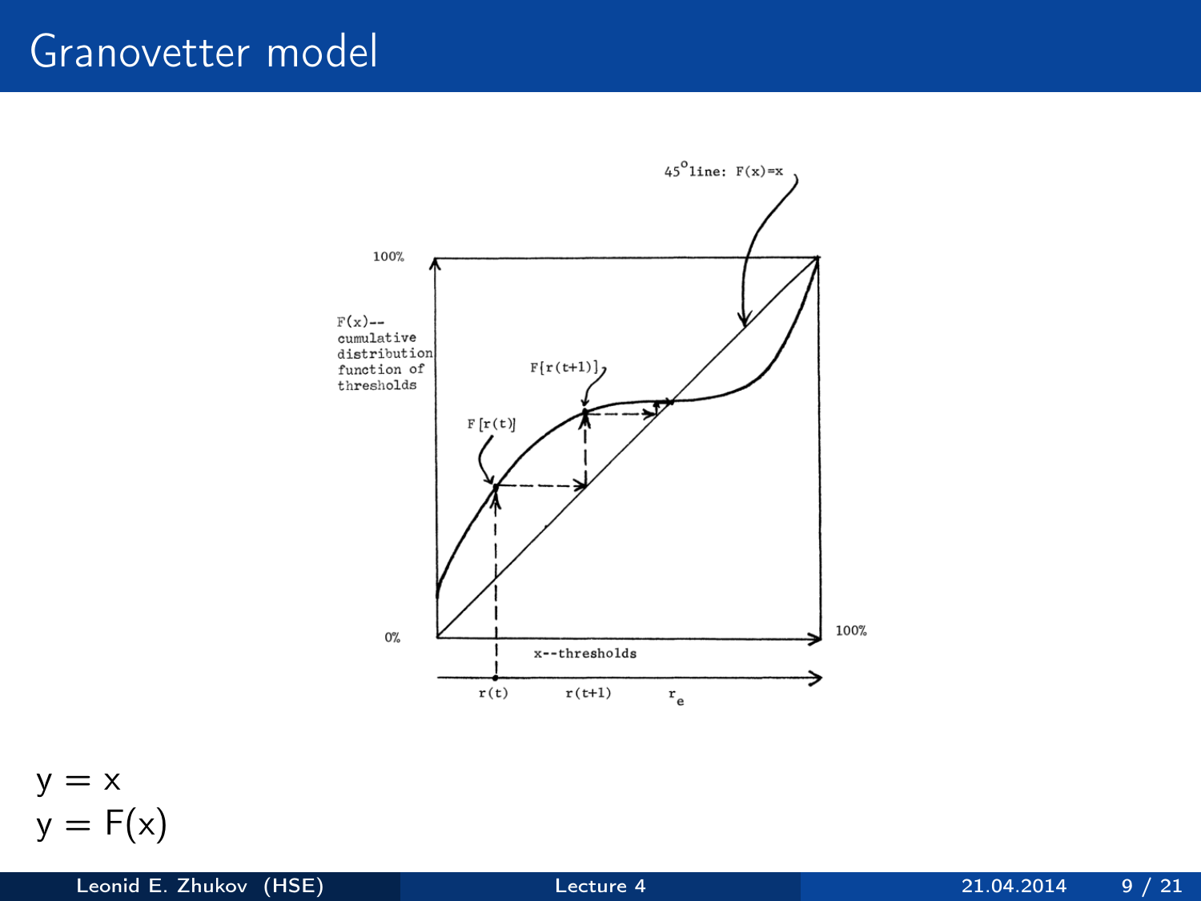# Granovetter model

$y = x$
$y = F(x)$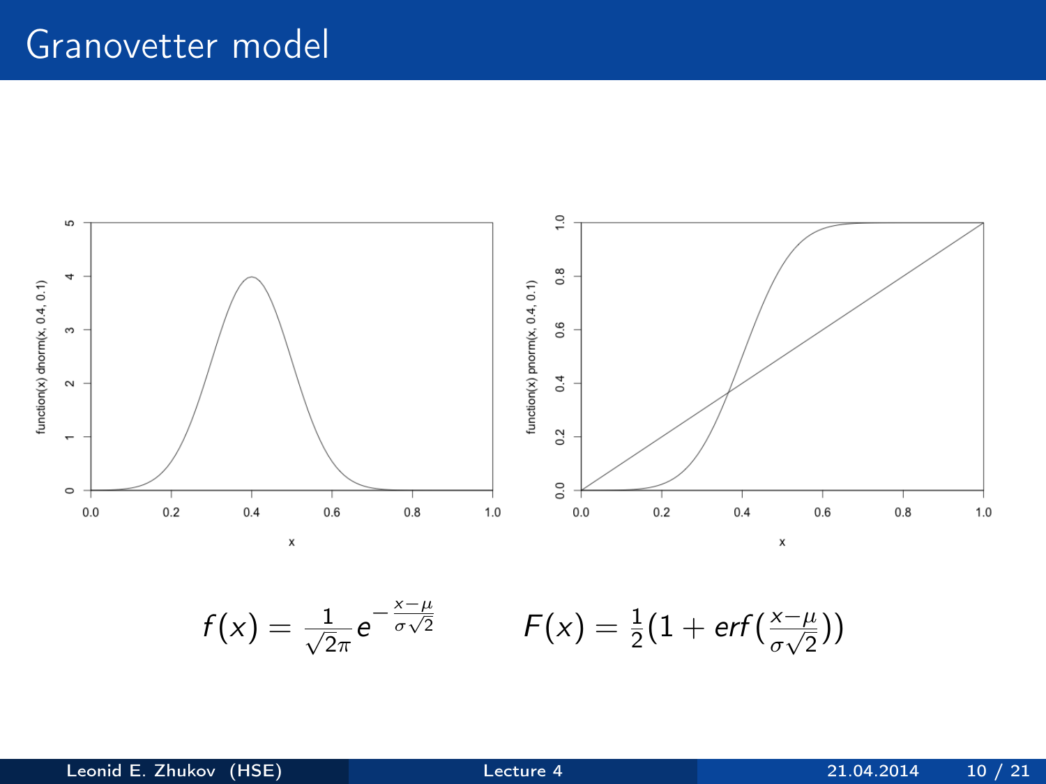# Granovetter model

$$f(x) = \frac{1}{\sqrt{2}\pi} e^{-\frac{x-\mu}{\sigma\sqrt{2}}} \qquad F(x) = \frac{1}{2}(1 + erf(\frac{x-\mu}{\sigma\sqrt{2}}))$$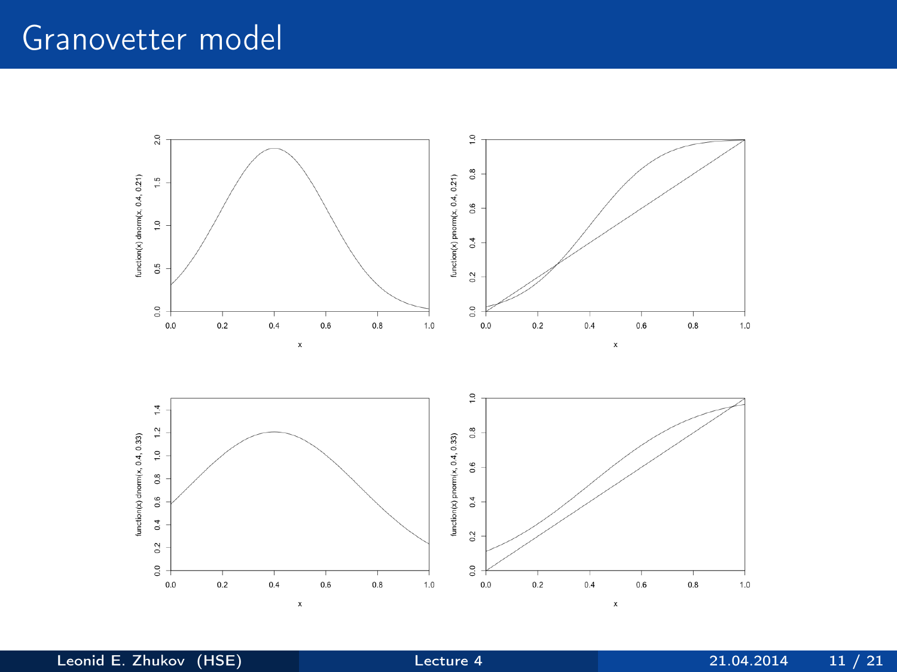# Granovetter model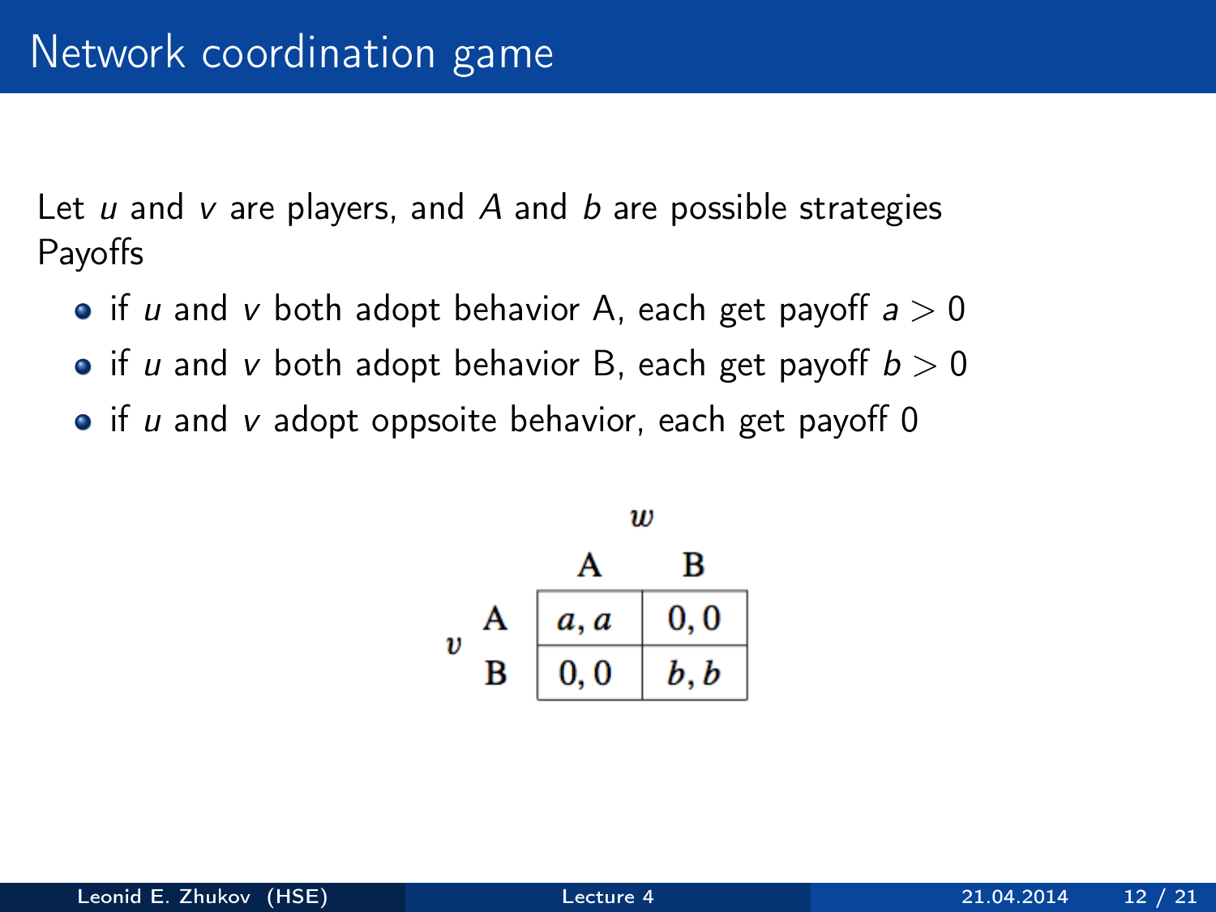# Network coordination game

Let $u$ and $v$ are players, and $A$ and $b$ are possible strategies
Payoffs

- if $u$ and $v$ both adopt behavior A, each get payoff $a > 0$
- if $u$ and $v$ both adopt behavior B, each get payoff $b > 0$
- if $u$ and $v$ adopt oppsoite behavior, each get payoff 0

| | | $w$ | |
|---|---|---|---|
| | | A | B |
| $v$ | A | $a, a$ | $0, 0$ |
| | B | $0, 0$ | $b, b$ |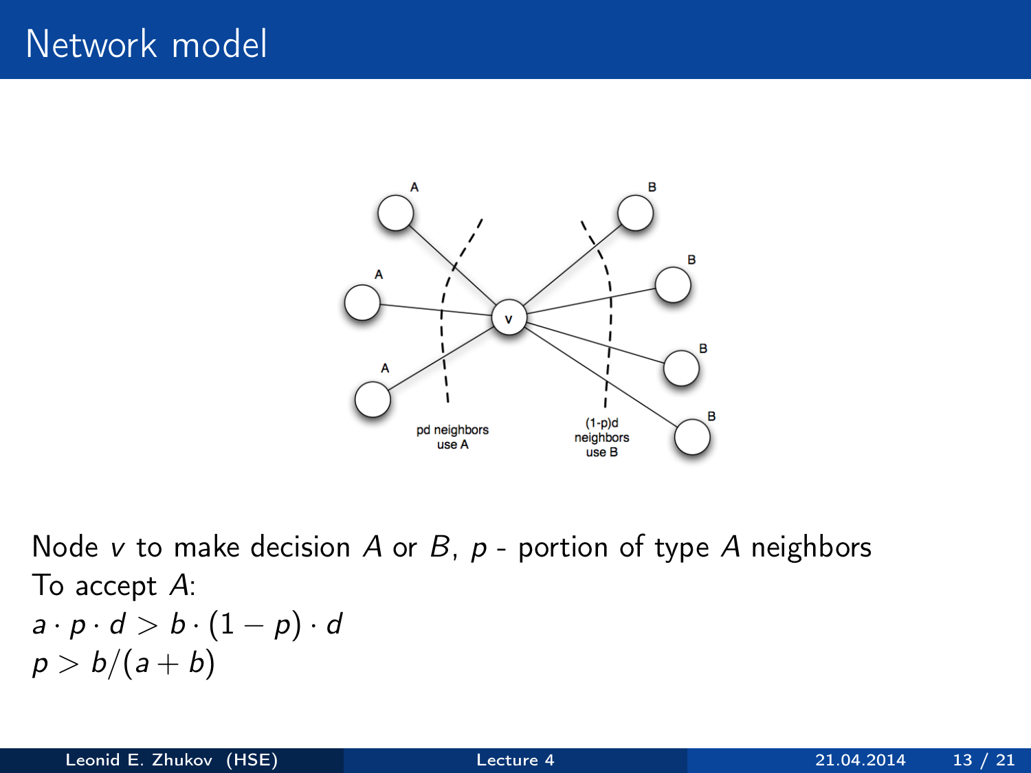# Network model

Node $v$ to make decision $A$ or $B$, $p$ - portion of type $A$ neighbors

To accept $A$:

$a \cdot p \cdot d > b \cdot (1 - p) \cdot d$

$p > b/(a + b)$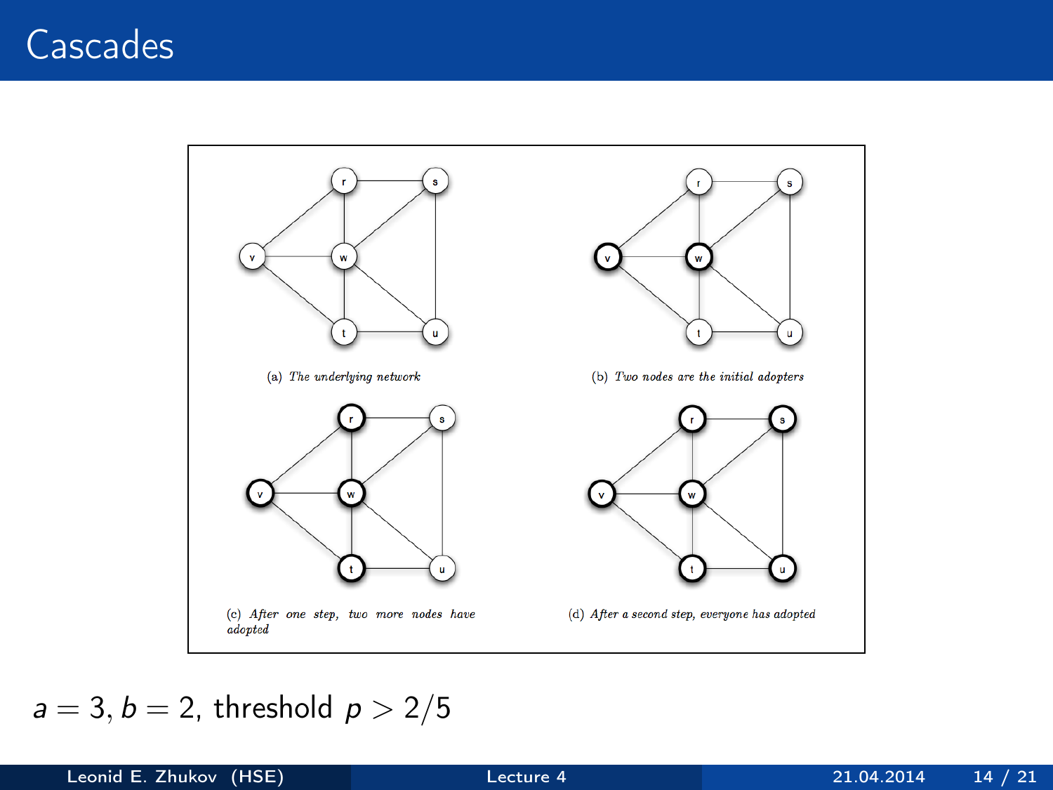# Cascades

(a) *The underlying network*

(b) *Two nodes are the initial adopters*

(c) *After one step, two more nodes have adopted*

(d) *After a second step, everyone has adopted*

$a = 3, b = 2$, threshold $p > 2/5$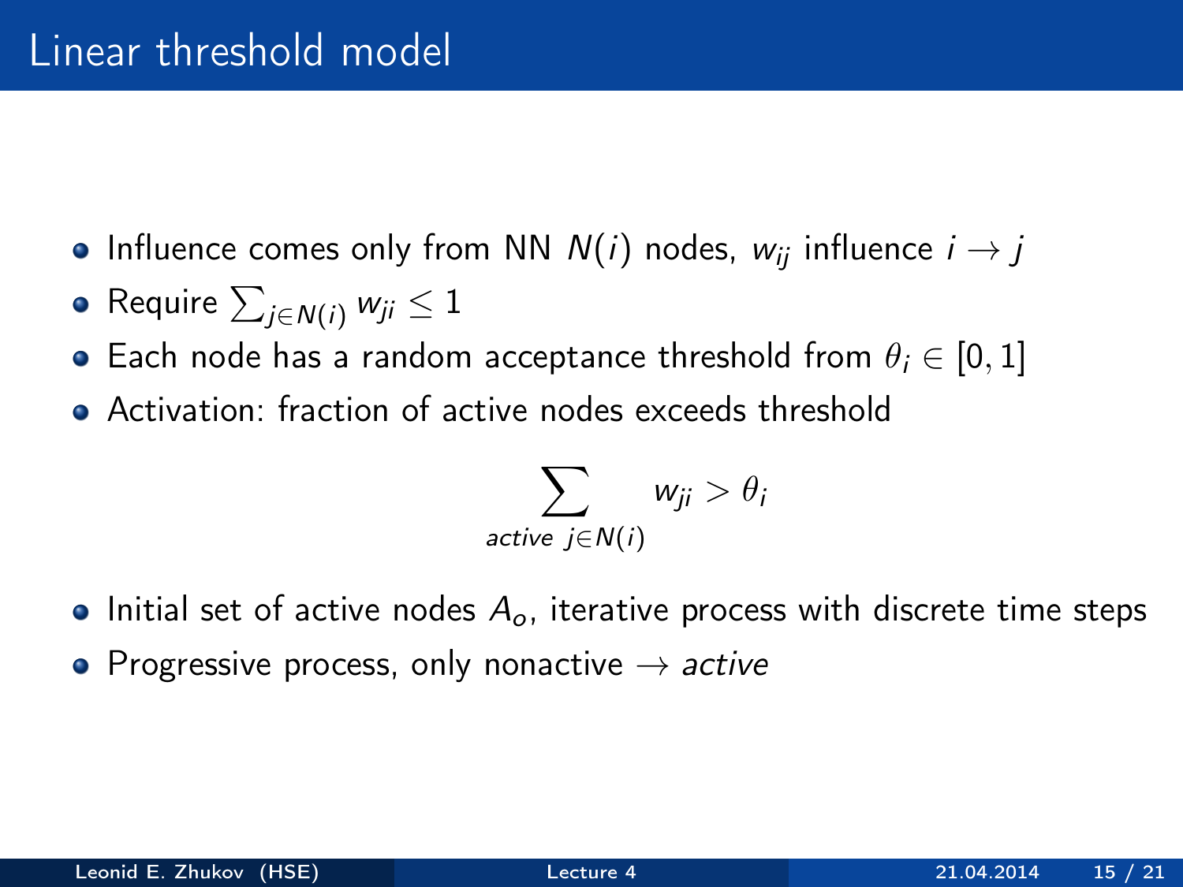# Linear threshold model

- Influence comes only from NN $N(i)$ nodes, $w_{ij}$ influence $i \rightarrow j$
- Require $\sum_{j \in N(i)} w_{ji} \leq 1$
- Each node has a random acceptance threshold from $\theta_i \in [0, 1]$
- Activation: fraction of active nodes exceeds threshold

$$\sum_{active\ j \in N(i)} w_{ji} > \theta_i$$

- Initial set of active nodes $A_o$, iterative process with discrete time steps
- Progressive process, only nonactive $\rightarrow$ *active*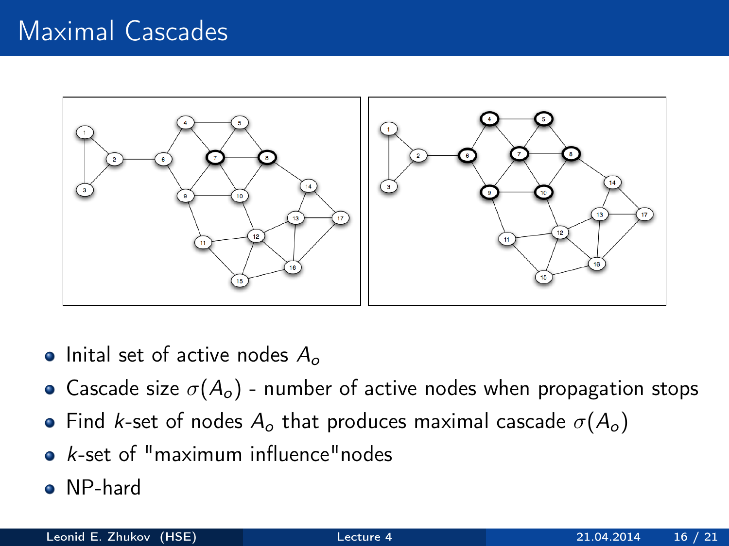# Maximal Cascades

- Inital set of active nodes $A_o$
- Cascade size $\sigma(A_o)$ - number of active nodes when propagation stops
- Find $k$-set of nodes $A_o$ that produces maximal cascade $\sigma(A_o)$
- $k$-set of "maximum influence"nodes
- NP-hard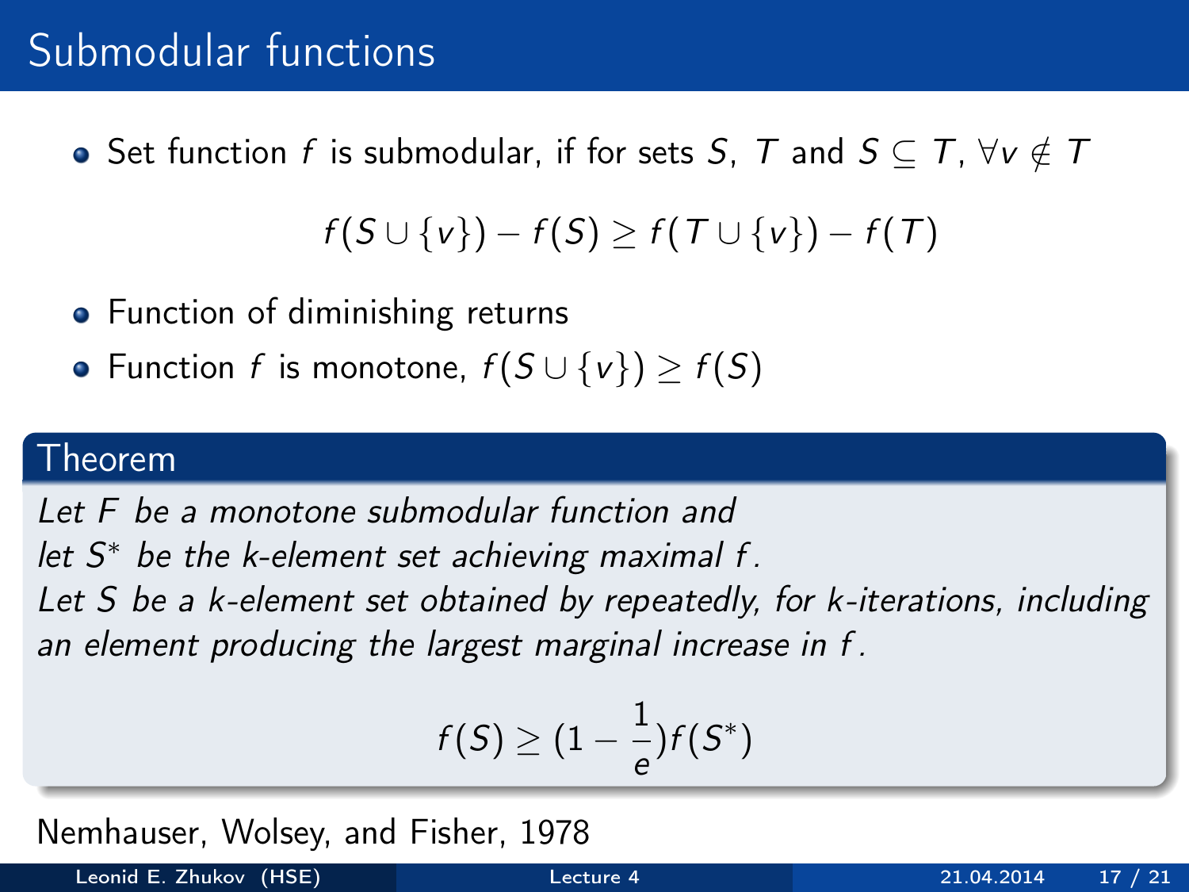# Submodular functions

- Set function $f$ is submodular, if for sets $S$, $T$ and $S \subseteq T$, $\forall v \notin T$

$$f(S \cup \{v\}) - f(S) \geq f(T \cup \{v\}) - f(T)$$

- Function of diminishing returns
- Function $f$ is monotone, $f(S \cup \{v\}) \geq f(S)$

**Theorem**

*Let $F$ be a monotone submodular function and let $S^*$ be the k-element set achieving maximal $f$. Let $S$ be a k-element set obtained by repeatedly, for k-iterations, including an element producing the largest marginal increase in $f$.*

$$f(S) \geq (1 - \frac{1}{e}) f(S^*)$$

Nemhauser, Wolsey, and Fisher, 1978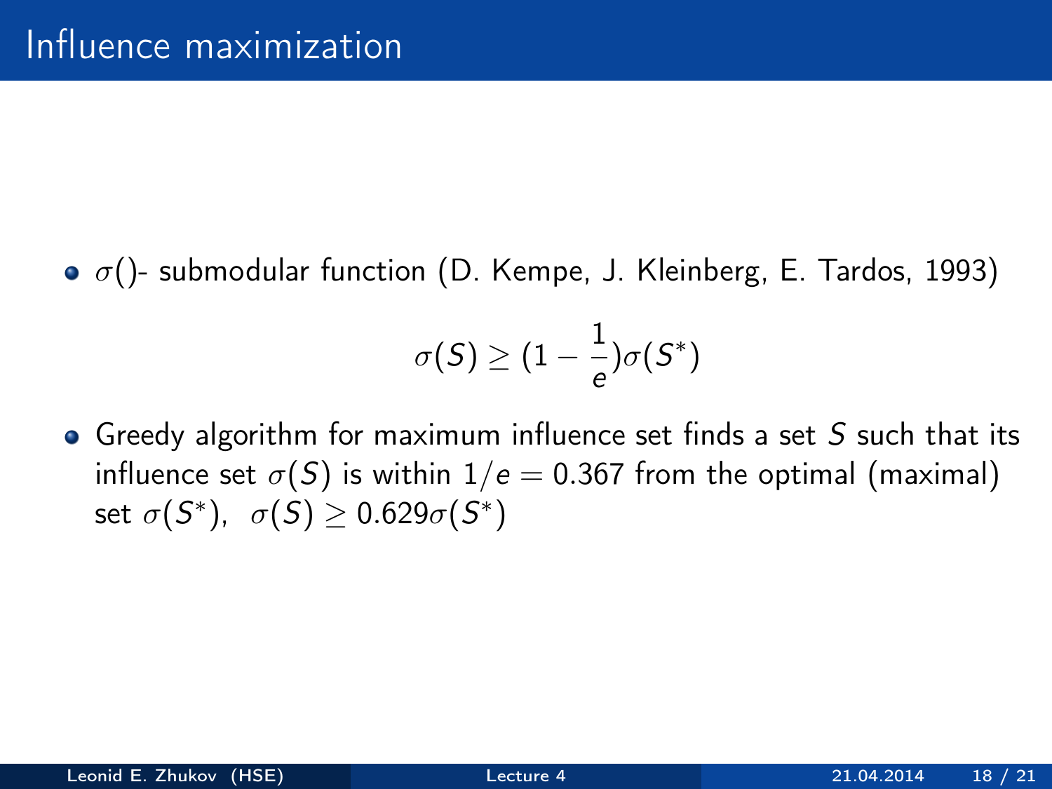# Influence maximization

- $\sigma()$- submodular function (D. Kempe, J. Kleinberg, E. Tardos, 1993)

$$\sigma(S) \geq (1 - \frac{1}{e})\sigma(S^*)$$

- Greedy algorithm for maximum influence set finds a set $S$ such that its influence set $\sigma(S)$ is within $1/e = 0.367$ from the optimal (maximal) set $\sigma(S^*)$, $\sigma(S) \geq 0.629\sigma(S^*)$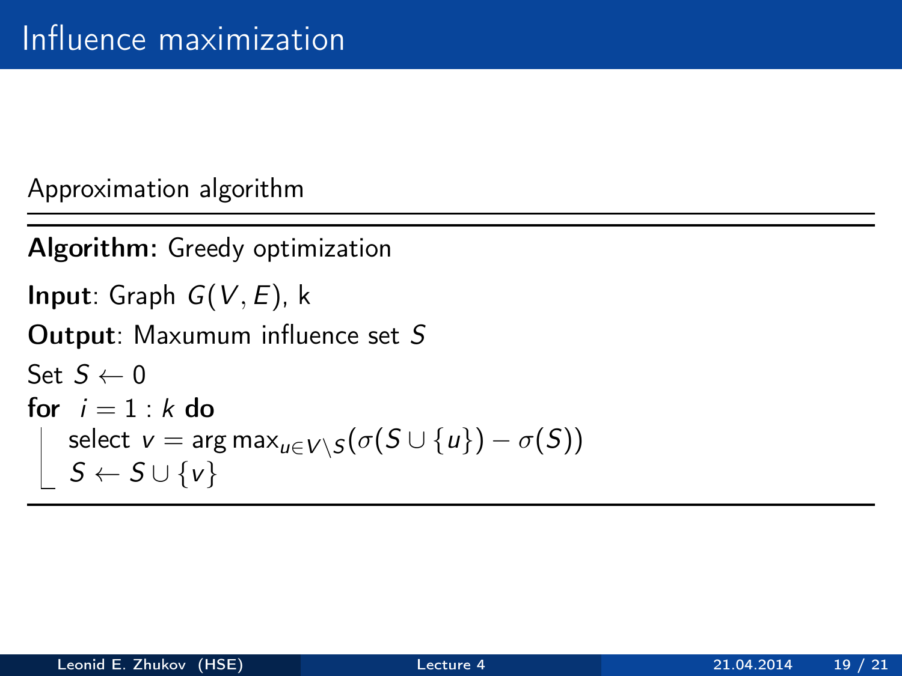# Influence maximization

Approximation algorithm

---

**Algorithm:** Greedy optimization

**Input**: Graph $G(V, E)$, k

**Output**: Maxumum influence set $S$

Set $S \leftarrow 0$

**for** $i = 1 : k$ **do**

  select $v = \arg\max_{u \in V \setminus S}(\sigma(S \cup \{u\}) - \sigma(S))$

  $S \leftarrow S \cup \{v\}$

---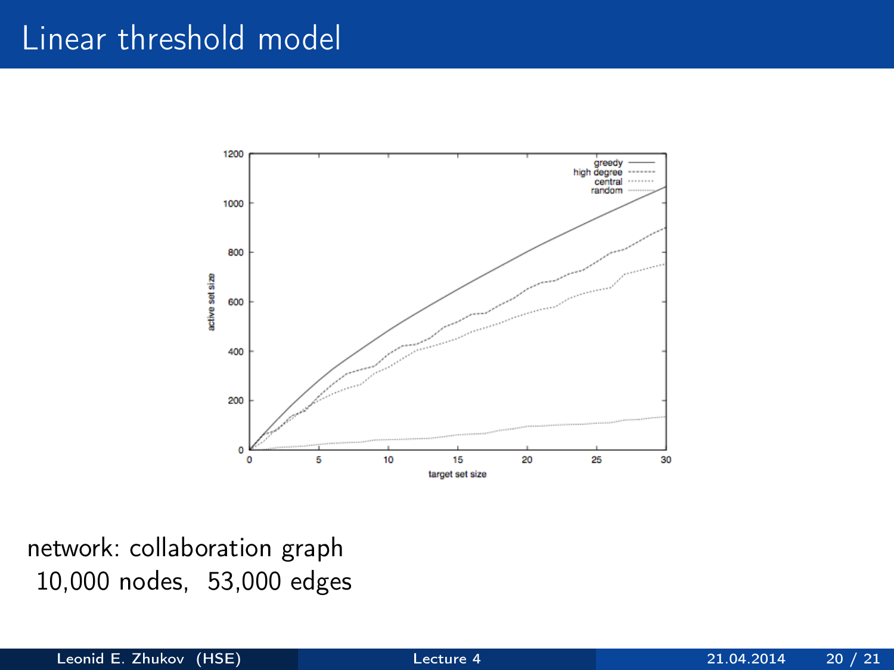# Linear threshold model

network: collaboration graph
10,000 nodes, 53,000 edges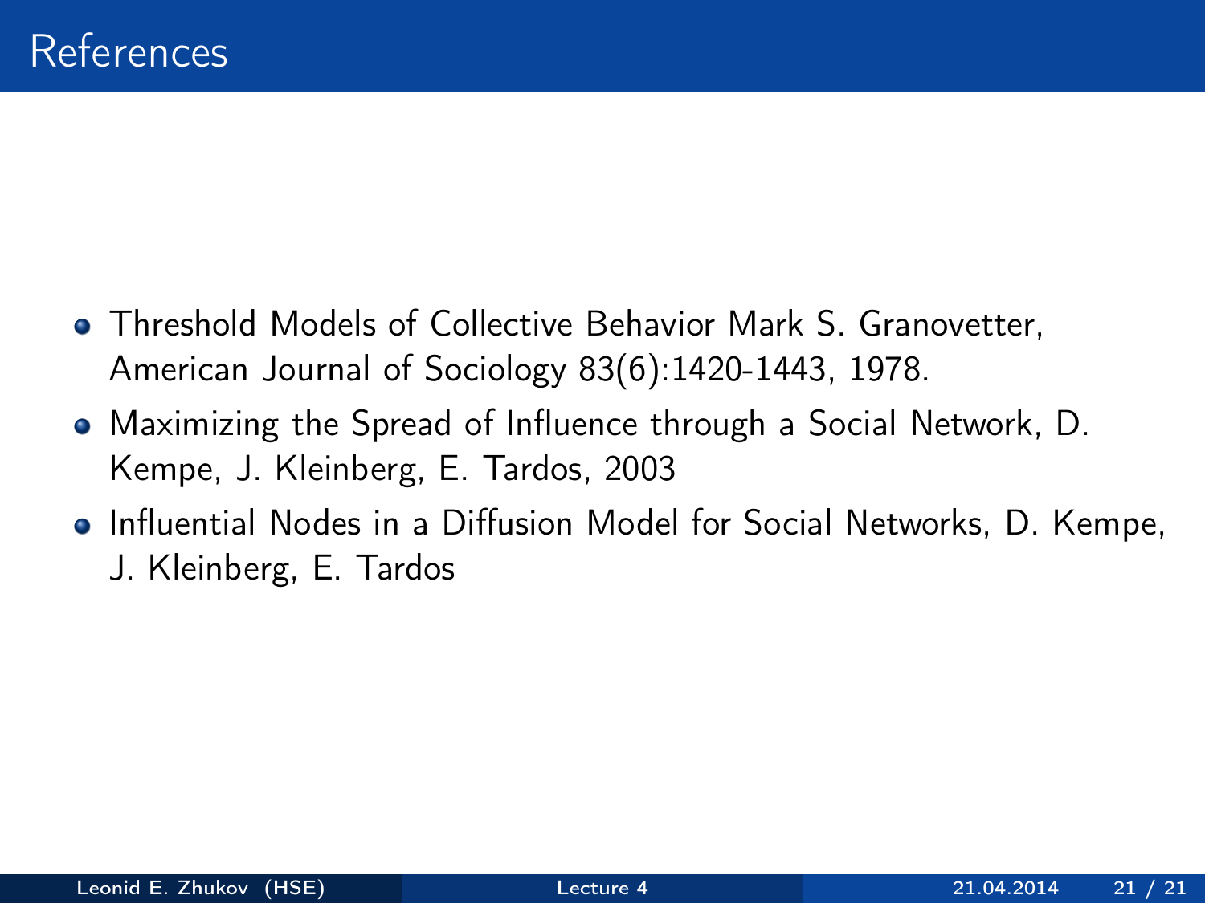# References

- Threshold Models of Collective Behavior Mark S. Granovetter, American Journal of Sociology 83(6):1420-1443, 1978.
- Maximizing the Spread of Influence through a Social Network, D. Kempe, J. Kleinberg, E. Tardos, 2003
- Influential Nodes in a Diffusion Model for Social Networks, D. Kempe, J. Kleinberg, E. Tardos